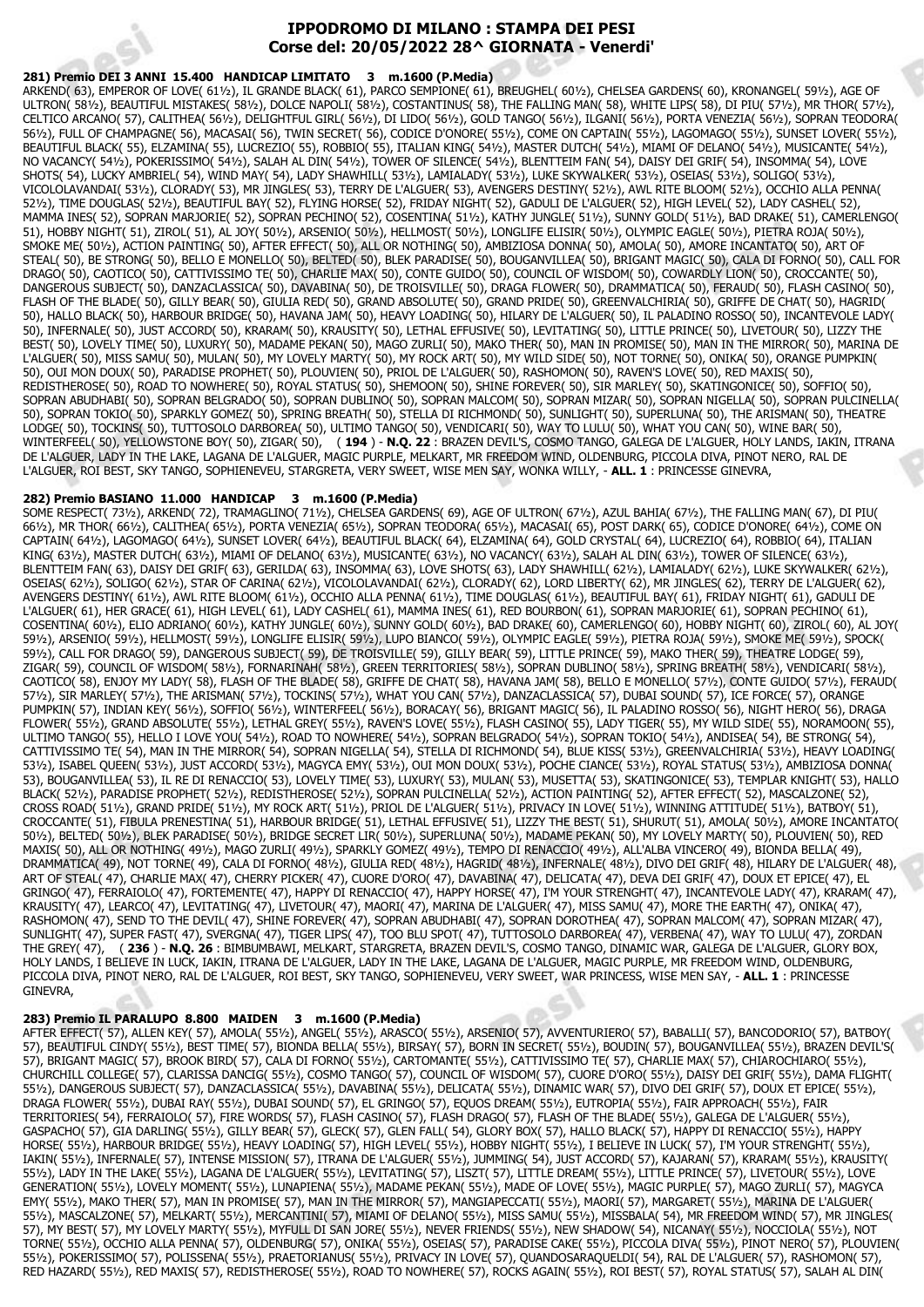# IPPODROMO DI MILANO : STAMPA DEI PESI
## Corse del: 20/05/2022 28^ GIORNATA - Venerdi'

**281) Premio DEI 3 ANNI 15.400 HANDICAP LIMITATO 3 m.1600 (P.Media)**

ARKEND( 63), EMPEROR OF LOVE( 61½), IL GRANDE BLACK( 61), PARCO SEMPIONE( 61), BREUGHEL( 60½), CHELSEA GARDENS( 60), KRONANGEL( 59½), AGE OF ULTRON( 58½), BEAUTIFUL MISTAKES( 58½), DOLCE NAPOLI( 58½), COSTANTINUS( 58), THE FALLING MAN( 58), WHITE LIPS( 58), DI PIU( 57½), MR THOR( 57½), CELTICO ARCANO( 57), CALITHEA( 56½), DELIGHTFUL GIRL( 56½), DI LIDO( 56½), GOLD TANGO( 56½), ILGANI( 56½), PORTA VENEZIA( 56½), SOPRAN TEODORA( 56½), FULL OF CHAMPAGNE( 56), MACASAI( 56), TWIN SECRET( 56), CODICE D'ONORE( 55½), COME ON CAPTAIN( 55½), LAGOMAGO( 55½), SUNSET LOVER( 55½), BEAUTIFUL BLACK( 55), ELZAMINA( 55), LUCREZIO( 55), ROBBIO( 55), ITALIAN KING( 54½), MASTER DUTCH( 54½), MIAMI OF DELANO( 54½), MUSICANTE( 54½), NO VACANCY( 54½), POKERISSIMO( 54½), SALAH AL DIN( 54½), TOWER OF SILENCE( 54½), BLENTTEIM FAN( 54), DAISY DEI GRIF( 54), INSOMMA( 54), LOVE SHOTS( 54), LUCKY AMBRIEL( 54), WIND MAY( 54), LADY SHAWHILL( 53½), LAMIALADY( 53½), LUKE SKYWALKER( 53½), OSEIAS( 53½), SOLIGO( 53½), VICOLOLAVANDAI( 53½), CLORADY( 53), MR JINGLES( 53), TERRY DE L'ALGUER( 53), AVENGERS DESTINY( 52½), AWL RITE BLOOM( 52½), OCCHIO ALLA PENNA( 52½), TIME DOUGLAS( 52½), BEAUTIFUL BAY( 52), FLYING HORSE( 52), FRIDAY NIGHT( 52), GADULI DE L'ALGUER( 52), HIGH LEVEL( 52), LADY CASHEL( 52), MAMMA INES( 52), SOPRAN MARJORIE( 52), SOPRAN PECHINO( 52), COSENTINA( 51½), KATHY JUNGLE( 51½), SUNNY GOLD( 51½), BAD DRAKE( 51), CAMERLENGO( 51), HOBBY NIGHT( 51), ZIROL( 51), AL JOY( 50½), ARSENIO( 50½), HELLMOST( 50½), LONGLIFE ELISIR( 50½), OLYMPIC EAGLE( 50½), PIETRA ROJA( 50½), SMOKE ME( 50½), ACTION PAINTING( 50), AFTER EFFECT( 50), ALL OR NOTHING( 50), AMBIZIOSA DONNA( 50), AMOLA( 50), AMORE INCANTATO( 50), ART OF STEAL( 50), BE STRONG( 50), BELLO E MONELLO( 50), BELTED( 50), BLEK PARADISE( 50), BOUGANVILLEA( 50), BRIGANT MAGIC( 50), CALA DI FORNO( 50), CALL FOR DRAGO( 50), CAOTICO( 50), CATTIVISSIMO TE( 50), CHARLIE MAX( 50), CONTE GUIDO( 50), COUNCIL OF WISDOM( 50), COWARDLY LION( 50), CROCCANTE( 50), DANGEROUS SUBJECT( 50), DANZACLASSICA( 50), DAVABINA( 50), DE TROISVILLE( 50), DRAGA FLOWER( 50), DRAMMATICA( 50), FERAUD( 50), FLASH CASINO( 50), FLASH OF THE BLADE( 50), GILLY BEAR( 50), GIULIA RED( 50), GRAND ABSOLUTE( 50), GRAND PRIDE( 50), GREENVALCHIRIA( 50), GRIFFE DE CHAT( 50), HAGRID( 50), HALLO BLACK( 50), HARBOUR BRIDGE( 50), HAVANA JAM( 50), HEAVY LOADING( 50), HILARY DE L'ALGUER( 50), IL PALADINO ROSSO( 50), INCANTEVOLE LADY( 50), INFERNALE( 50), JUST ACCORD( 50), KRARAM( 50), KRAUSITY( 50), LETHAL EFFUSIVE( 50), LEVITATING( 50), LITTLE PRINCE( 50), LIVETOUR( 50), LIZZY THE BEST( 50), LOVELY TIME( 50), LUXURY( 50), MADAME PEKAN( 50), MAGO ZURLI( 50), MAKO THER( 50), MAN IN PROMISE( 50), MAN IN THE MIRROR( 50), MARINA DE L'ALGUER( 50), MISS SAMU( 50), MULAN( 50), MY LOVELY MARTY( 50), MY ROCK ART( 50), MY WILD SIDE( 50), NOT TORNE( 50), ONIKA( 50), ORANGE PUMPKIN( 50), OUI MON DOUX( 50), PARADISE PROPHET( 50), PLOUVIEN( 50), PRIOL DE L'ALGUER( 50), RASHOMON( 50), RAVEN'S LOVE( 50), RED MAXIS( 50), REDISTHEROSE( 50), ROAD TO NOWHERE( 50), ROYAL STATUS( 50), SHEMOON( 50), SHINE FOREVER( 50), SIR MARLEY( 50), SKATINGONICE( 50), SOFFIO( 50), SOPRAN ABUDHABI( 50), SOPRAN BELGRADO( 50), SOPRAN DUBLINO( 50), SOPRAN MALCOM( 50), SOPRAN MIZAR( 50), SOPRAN NIGELLA( 50), SOPRAN PULCINELLA( 50), SOPRAN TOKIO( 50), SPARKLY GOMEZ( 50), SPRING BREATH( 50), STELLA DI RICHMOND( 50), SUNLIGHT( 50), SUPERLUNA( 50), THE ARISMAN( 50), THEATRE LODGE( 50), TOCKINS( 50), TUTTOSOLO DARBOREA( 50), ULTIMO TANGO( 50), VENDICARI( 50), WAY TO LULU( 50), WHAT YOU CAN( 50), WINE BAR( 50), WINTERFEEL( 50), YELLOWSTONE BOY( 50), ZIGAR( 50), ( **194** ) - **N.Q. 22** : BRAZEN DEVIL'S, COSMO TANGO, GALEGA DE L'ALGUER, HOLY LANDS, IAKIN, ITRANA DE L'ALGUER, LADY IN THE LAKE, LAGANA DE L'ALGUER, MAGIC PURPLE, MELKART, MR FREEDOM WIND, OLDENBURG, PICCOLA DIVA, PINOT NERO, RAL DE L'ALGUER, ROI BEST, SKY TANGO, SOPHIENEVEU, STARGRETA, VERY SWEET, WISE MEN SAY, WONKA WILLY, - **ALL. 1** : PRINCESSE GINEVRA,

**282) Premio BASIANO 11.000 HANDICAP 3 m.1600 (P.Media)**

SOME RESPECT( 73½), ARKEND( 72), TRAMAGLINO( 71½), CHELSEA GARDENS( 69), AGE OF ULTRON( 67½), AZUL BAHIA( 67½), THE FALLING MAN( 67), DI PIU( 66½), MR THOR( 66½), CALITHEA( 65½), PORTA VENEZIA( 65½), SOPRAN TEODORA( 65½), MACASAI( 65), POST DARK( 65), CODICE D'ONORE( 64½), COME ON CAPTAIN( 64½), LAGOMAGO( 64½), SUNSET LOVER( 64½), BEAUTIFUL BLACK( 64), ELZAMINA( 64), GOLD CRYSTAL( 64), LUCREZIO( 64), ROBBIO( 64), ITALIAN KING( 63½), MASTER DUTCH( 63½), MIAMI OF DELANO( 63½), MUSICANTE( 63½), NO VACANCY( 63½), SALAH AL DIN( 63½), TOWER OF SILENCE( 63½), BLENTTEIM FAN( 63), DAISY DEI GRIF( 63), GERILDA( 63), INSOMMA( 63), LOVE SHOTS( 63), LADY SHAWHILL( 62½), LAMIALADY( 62½), LUKE SKYWALKER( 62½), OSEIAS( 62½), SOLIGO( 62½), STAR OF CARINA( 62½), VICOLOLAVANDAI( 62½), CLORADY( 62), LORD LIBERTY( 62), MR JINGLES( 62), TERRY DE L'ALGUER( 62), AVENGERS DESTINY( 61½), AWL RITE BLOOM( 61½), OCCHIO ALLA PENNA( 61½), TIME DOUGLAS( 61½), BEAUTIFUL BAY( 61), FRIDAY NIGHT( 61), GADULI DE L'ALGUER( 61), HER GRACE( 61), HIGH LEVEL( 61), LADY CASHEL( 61), MAMMA INES( 61), RED BOURBON( 61), SOPRAN MARJORIE( 61), SOPRAN PECHINO( 61), COSENTINA( 60½), ELIO ADRIANO( 60½), KATHY JUNGLE( 60½), SUNNY GOLD( 60½), BAD DRAKE( 60), CAMERLENGO( 60), HOBBY NIGHT( 60), ZIROL( 60), AL JOY( 59½), ARSENIO( 59½), HELLMOST( 59½), LONGLIFE ELISIR( 59½), LUPO BIANCO( 59½), OLYMPIC EAGLE( 59½), PIETRA ROJA( 59½), SMOKE ME( 59½), SPOCK( 59½), CALL FOR DRAGO( 59), DANGEROUS SUBJECT( 59), DE TROISVILLE( 59), GILLY BEAR( 59), LITTLE PRINCE( 59), MAKO THER( 59), THEATRE LODGE( 59), ZIGAR( 59), COUNCIL OF WISDOM( 58½), FORNARINAH( 58½), GREEN TERRITORIES( 58½), SOPRAN DUBLINO( 58½), SPRING BREATH( 58½), VENDICARI( 58½), CAOTICO( 58), ENJOY MY LADY( 58), FLASH OF THE BLADE( 58), GRIFFE DE CHAT( 58), HAVANA JAM( 58), BELLO E MONELLO( 57½), CONTE GUIDO( 57½), FERAUD( 57½), SIR MARLEY( 57½), THE ARISMAN( 57½), TOCKINS( 57½), WHAT YOU CAN( 57½), DANZACLASSICA( 57), DUBAI SOUND( 57), ICE FORCE( 57), ORANGE PUMPKIN( 57), INDIAN KEY( 56½), SOFFIO( 56½), WINTERFEEL( 56½), BORACAY( 56), BRIGANT MAGIC( 56), IL PALADINO ROSSO( 56), NIGHT HERO( 56), DRAGA FLOWER( 55½), GRAND ABSOLUTE( 55½), LETHAL GREY( 55½), RAVEN'S LOVE( 55½), FLASH CASINO( 55), LADY TIGER( 55), MY WILD SIDE( 55), NORAMOON( 55), ULTIMO TANGO( 55), HELLO I LOVE YOU( 54½), ROAD TO NOWHERE( 54½), SOPRAN BELGRADO( 54½), SOPRAN TOKIO( 54½), ANDISEA( 54), BE STRONG( 54), CATTIVISSIMO TE( 54), MAN IN THE MIRROR( 54), SOPRAN NIGELLA( 54), STELLA DI RICHMOND( 54), BLUE KISS( 53½), GREENVALCHIRIA( 53½), HEAVY LOADING( 53½), ISABEL QUEEN( 53½), JUST ACCORD( 53½), MAGYCA EMY( 53½), OUI MON DOUX( 53½), POCHE CIANCE( 53½), ROYAL STATUS( 53½), AMBIZIOSA DONNA( 53), BOUGANVILLEA( 53), IL RE DI RENACCIO( 53), LOVELY TIME( 53), LUXURY( 53), MULAN( 53), MUSETTA( 53), SKATINGONICE( 53), TEMPLAR KNIGHT( 53), HALLO BLACK( 52½), PARADISE PROPHET( 52½), REDISTHEROSE( 52½), SOPRAN PULCINELLA( 52½), ACTION PAINTING( 52), AFTER EFFECT( 52), MASCALZONE( 52), CROSS ROAD( 51½), GRAND PRIDE( 51½), MY ROCK ART( 51½), PRIOL DE L'ALGUER( 51½), PRIVACY IN LOVE( 51½), WINNING ATTITUDE( 51½), BATBOY( 51), CROCCANTE( 51), FIBULA PRENESTINA( 51), HARBOUR BRIDGE( 51), LETHAL EFFUSIVE( 51), LIZZY THE BEST( 51), SHURUT( 51), AMOLA( 50½), AMORE INCANTATO( 50½), BELTED( 50½), BLEK PARADISE( 50½), BRIDGE SECRET LIR( 50½), SUPERLUNA( 50½), MADAME PEKAN( 50), MY LOVELY MARTY( 50), PLOUVIEN( 50), RED MAXIS( 50), ALL OR NOTHING( 49½), MAGO ZURLI( 49½), SPARKLY GOMEZ( 49½), TEMPO DI RENACCIO( 49½), ALL'ALBA VINCERO( 49), BIONDA BELLA( 49), DRAMMATICA( 49), NOT TORNE( 49), CALA DI FORNO( 48½), GIULIA RED( 48½), HAGRID( 48½), INFERNALE( 48½), DIVO DEI GRIF( 48), HILARY DE L'ALGUER( 48), ART OF STEAL( 47), CHARLIE MAX( 47), CHERRY PICKER( 47), CUORE D'ORO( 47), DAVABINA( 47), DELICATA( 47), DEVA DEI GRIF( 47), DOUX ET EPICE( 47), EL GRINGO( 47), FERRAIOLO( 47), FORTEMENTE( 47), HAPPY DI RENACCIO( 47), HAPPY HORSE( 47), I'M YOUR STRENGHT( 47), INCANTEVOLE LADY( 47), KRARAM( 47), KRAUSITY( 47), LEARCO( 47), LEVITATING( 47), LIVETOUR( 47), MAORI( 47), MARINA DE L'ALGUER( 47), MISS SAMU( 47), MORE THE EARTH( 47), ONIKA( 47), RASHOMON( 47), SEND TO THE DEVIL( 47), SHINE FOREVER( 47), SOPRAN ABUDHABI( 47), SOPRAN DOROTHEA( 47), SOPRAN MALCOM( 47), SOPRAN MIZAR( 47), SUNLIGHT( 47), SUPER FAST( 47), SVERGNA( 47), TIGER LIPS( 47), TOO BLU SPOT( 47), TUTTOSOLO DARBOREA( 47), VERBENA( 47), WAY TO LULU( 47), ZORDAN THE GREY( 47), ( **236** ) - **N.Q. 26** : BIMBUMBAWI, MELKART, STARGRETA, BRAZEN DEVIL'S, COSMO TANGO, DINAMIC WAR, GALEGA DE L'ALGUER, GLORY BOX, HOLY LANDS, I BELIEVE IN LUCK, IAKIN, ITRANA DE L'ALGUER, LADY IN THE LAKE, LAGANA DE L'ALGUER, MAGIC PURPLE, MR FREEDOM WIND, OLDENBURG, PICCOLA DIVA, PINOT NERO, RAL DE L'ALGUER, ROI BEST, SKY TANGO, SOPHIENEVEU, VERY SWEET, WAR PRINCESS, WISE MEN SAY, - **ALL. 1** : PRINCESSE GINEVRA,

**283) Premio IL PARALUPO 8.800 MAIDEN 3 m.1600 (P.Media)**

AFTER EFFECT( 57), ALLEN KEY( 57), AMOLA( 55½), ANGEL( 55½), ARASCO( 55½), ARSENIO( 57), AVVENTURIERO( 57), BABALLI( 57), BANCODORIO( 57), BATBOY( 57), BEAUTIFUL CINDY( 55½), BEST TIME( 57), BIONDA BELLA( 55½), BIRSAY( 57), BORN IN SECRET( 55½), BOUDIN( 57), BOUGANVILLEA( 55½), BRAZEN DEVIL'S( 57), BRIGANT MAGIC( 57), BROOK BIRD( 57), CALA DI FORNO( 55½), CARTOMANTE( 55½), CATTIVISSIMO TE( 57), CHARLIE MAX( 57), CHIAROCHIARO( 55½), CHURCHILL COLLEGE( 57), CLARISSA DANCIG( 55½), COSMO TANGO( 57), COUNCIL OF WISDOM( 57), CUORE D'ORO( 55½), DAISY DEI GRIF( 55½), DAMA FLIGHT( 55½), DANGEROUS SUBJECT( 57), DANZACLASSICA( 55½), DAVABINA( 55½), DELICATA( 55½), DINAMIC WAR( 57), DIVO DEI GRIF( 57), DOUX ET EPICE( 55½), DRAGA FLOWER( 55½), DUBAI RAY( 55½), DUBAI SOUND( 57), EL GRINGO( 57), EQUOS DREAM( 55½), EUTROPIA( 55½), FAIR APPROACH( 55½), FAIR TERRITORIES( 54), FERRAIOLO( 57), FIRE WORDS( 57), FLASH CASINO( 57), FLASH DRAGO( 57), FLASH OF THE BLADE( 55½), GALEGA DE L'ALGUER( 55½), GASPACHO( 57), GIA DARLING( 55½), GILLY BEAR( 57), GLECK( 57), GLEN FALL( 54), GLORY BOX( 57), HALLO BLACK( 57), HAPPY DI RENACCIO( 55½), HAPPY HORSE( 55½), HARBOUR BRIDGE( 55½), HEAVY LOADING( 57), HIGH LEVEL( 55½), HOBBY NIGHT( 55½), I BELIEVE IN LUCK( 57), I'M YOUR STRENGHT( 55½), IAKIN( 55½), INFERNALE( 57), INTENSE MISSION( 57), ITRANA DE L'ALGUER( 55½), JUMMING( 54), JUST ACCORD( 57), KAJARAN( 57), KRARAM( 55½), KRAUSITY( 55½), LADY IN THE LAKE( 55½), LAGANA DE L'ALGUER( 55½), LEVITATING( 55½), LISZT( 57), LITTLE DREAM( 55½), LITTLE PRINCE( 57), LIVETOUR( 55½), LOVE GENERATION( 55½), LOVELY MOMENT( 55½), LUNAPIENA( 55½), MADAME PEKAN( 55½), MADE OF LOVE( 55½), MAGIC PURPLE( 57), MAGO ZURLI( 57), MAGYCA EMY( 55½), MAKO THER( 57), MAN IN PROMISE( 57), MAN IN THE MIRROR( 57), MANGIAPECCATI( 55½), MAORI( 57), MARGARET( 55½), MARINA DE L'ALGUER( 55½), MASCALZONE( 57), MELKART( 55½), MERCANTINI( 57), MIAMI OF DELANO( 55½), MISS SAMU( 55½), MISSBALA( 54), MR FREEDOM WIND( 57), MR JINGLES( 57), MY BEST( 57), MY LOVELY MARTY( 55½), MYFULL DI SAN JORE( 55½), NEVER FRIENDS( 55½), NEW SHADOW( 54), NICANAY( 55½), NOCCIOLA( 55½), NOT TORNE( 55½), OCCHIO ALLA PENNA( 57), OLDENBURG( 57), ONIKA( 55½), OSEIAS( 57), PARADISE CAKE( 55½), PICCOLA DIVA( 55½), PINOT NERO( 57), PLOUVIEN( 55½), POKERISSIMO( 57), POLISSENA( 55½), PRAETORIANUS( 55½), PRIVACY IN LOVE( 57), QUANDOSARAQUELDI( 54), RAL DE L'ALGUER( 57), RASHOMON( 57), RED HAZARD( 55½), RED MAXIS( 57), REDISTHEROSE( 55½), ROAD TO NOWHERE( 57), ROCKS AGAIN( 55½), ROI BEST( 57), ROYAL STATUS( 57), SALAH AL DIN(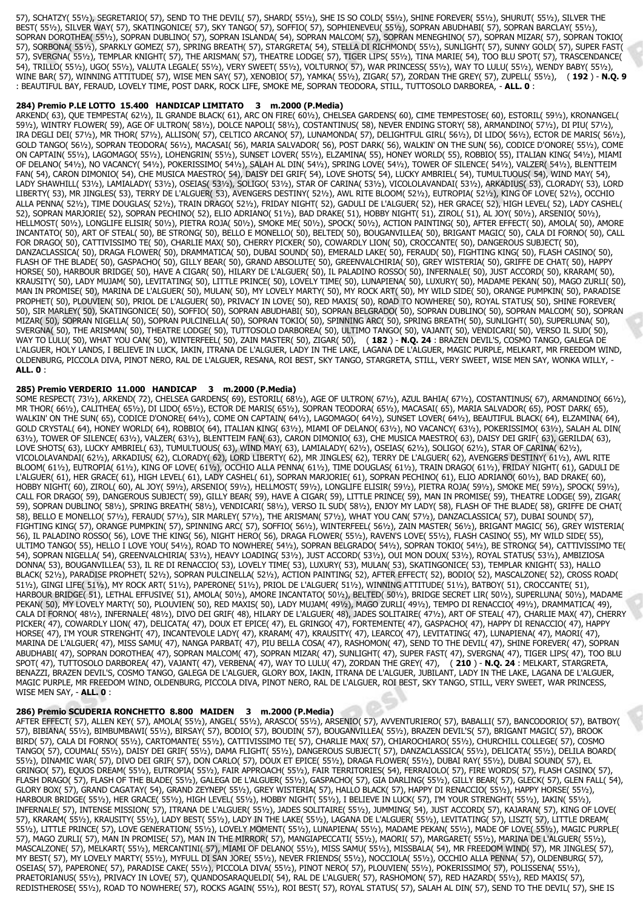57), SCHATZY( 55½), SEGRETARIO( 57), SEND TO THE DEVIL( 57), SHARD( 55½), SHE IS SO COLD( 55½), SHINE FOREVER( 55½), SHURUT( 55½), SILVER THE BEST( 55½), SILVER WAY( 57), SKATINGONICE( 57), SKY TANGO( 57), SOFFIO( 57), SOPHIENEVEU( 55½), SOPRAN ABUDHABI( 57), SOPRAN BARCLAY( 55½), SOPRAN DOROTHEA( 55½), SOPRAN DUBLINO( 57), SOPRAN ISLANDA( 54), SOPRAN MALCOM( 57), SOPRAN MENEGHINO( 57), SOPRAN MIZAR( 57), SOPRAN TOKIO( 57), SORBONA( 55½), SPARKLY GOMEZ( 57), SPRING BREATH( 57), STARGRETA( 54), STELLA DI RICHMOND( 55½), SUNLIGHT( 57), SUNNY GOLD( 57), SUPER FAST( 57), SVERGNA( 55½), TEMPLAR KNIGHT( 57), THE ARISMAN( 57), THEATRE LODGE( 57), TIGER LIPS( 55½), TINA MARIE( 54), TOO BLU SPOT( 57), TRASCENDANCE( 54), TRILLO( 55½), UGO( 55½), VALUTA LEGALE( 55½), VERY SWEET( 55½), VOLTURNO( 57), WAR PRINCESS( 55½), WAY TO LULU( 55½), WENDY BABY( 55½), WINE BAR( 57), WINNING ATTITUDE( 57), WISE MEN SAY( 57), XENOBIO( 57), YAMKA( 55½), ZIGAR( 57), ZORDAN THE GREY( 57), ZUPELL( 55½), ( **192** ) - **N.Q. 9** : BEAUTIFUL BAY, FERAUD, LOVELY TIME, POST DARK, ROCK LIFE, SMOKE ME, SOPRAN TEODORA, STILL, TUTTOSOLO DARBOREA, - **ALL. 0** :

## 284) Premio P.LE LOTTO 15.400 HANDICAP LIMITATO 3 m.2000 (P.Media)

ARKEND( 63), QUE TEMPESTA( 62½), IL GRANDE BLACK( 61), ARC ON FIRE( 60½), CHELSEA GARDENS( 60), CIME TEMPESTOSE( 60), ESTORIL( 59½), KRONANGEL( 59½), WINTRY FLOWER( 59), AGE OF ULTRON( 58½), DOLCE NAPOLI( 58½), COSTANTINUS( 58), NEVER ENDING STORY( 58), ARMANDINO( 57½), DI PIU( 57½), IRA DEGLI DEI( 57½), MR THOR( 57½), ALLISON( 57), CELTICO ARCANO( 57), LUNAMONDA( 57), DELIGHTFUL GIRL( 56½), DI LIDO( 56½), ECTOR DE MARIS( 56½), GOLD TANGO( 56½), SOPRAN TEODORA( 56½), MACASAI( 56), MARIA SALVADOR( 56), POST DARK( 56), WALKIN' ON THE SUN( 56), CODICE D'ONORE( 55½), COME ON CAPTAIN( 55½), LAGOMAGO( 55½), LOHENGRIN( 55½), SUNSET LOVER( 55½), ELZAMINA( 55), HONEY WORLD( 55), ROBBIO( 55), ITALIAN KING( 54½), MIAMI OF DELANO( 54½), NO VACANCY( 54½), POKERISSIMO( 54½), SALAH AL DIN( 54½), SPRING LOVE( 54½), TOWER OF SILENCE( 54½), VALZER( 54½), BLENTTEIM FAN( 54), CARON DIMONIO( 54), CHE MUSICA MAESTRO( 54), DAISY DEI GRIF( 54), LOVE SHOTS( 54), LUCKY AMBRIEL( 54), TUMULTUOUS( 54), WIND MAY( 54), LADY SHAWHILL( 53½), LAMIALADY( 53½), OSEIAS( 53½), SOLIGO( 53½), STAR OF CARINA( 53½), VICOLOLAVANDAI( 53½), ARKADIUS( 53), CLORADY( 53), LORD LIBERTY( 53), MR JINGLES( 53), TERRY DE L'ALGUER( 53), AVENGERS DESTINY( 52½), AWL RITE BLOOM( 52½), EUTROPIA( 52½), KING OF LOVE( 52½), OCCHIO ALLA PENNA( 52½), TIME DOUGLAS( 52½), TRAIN DRAGO( 52½), FRIDAY NIGHT( 52), GADULI DE L'ALGUER( 52), HER GRACE( 52), HIGH LEVEL( 52), LADY CASHEL( 52), SOPRAN MARJORIE( 52), SOPRAN PECHINO( 52), ELIO ADRIANO( 51½), BAD DRAKE( 51), HOBBY NIGHT( 51), ZIROL( 51), AL JOY( 50½), ARSENIO( 50½), HELLMOST( 50½), LONGLIFE ELISIR( 50½), PIETRA ROJA( 50½), SMOKE ME( 50½), SPOCK( 50½), ACTION PAINTING( 50), AFTER EFFECT( 50), AMOLA( 50), AMORE INCANTATO( 50), ART OF STEAL( 50), BE STRONG( 50), BELLO E MONELLO( 50), BELTED( 50), BOUGANVILLEA( 50), BRIGANT MAGIC( 50), CALA DI FORNO( 50), CALL FOR DRAGO( 50), CATTIVISSIMO TE( 50), CHARLIE MAX( 50), CHERRY PICKER( 50), COWARDLY LION( 50), CROCCANTE( 50), DANGEROUS SUBJECT( 50), DANZACLASSICA( 50), DRAGA FLOWER( 50), DRAMMATICA( 50), DUBAI SOUND( 50), EMERALD LAKE( 50), FERAUD( 50), FIGHTING KING( 50), FLASH CASINO( 50), FLASH OF THE BLADE( 50), GASPACHO( 50), GILLY BEAR( 50), GRAND ABSOLUTE( 50), GREENVALCHIRIA( 50), GREY WISTERIA( 50), GRIFFE DE CHAT( 50), HAPPY HORSE( 50), HARBOUR BRIDGE( 50), HAVE A CIGAR( 50), HILARY DE L'ALGUER( 50), IL PALADINO ROSSO( 50), INFERNALE( 50), JUST ACCORD( 50), KRARAM( 50), KRAUSITY( 50), LADY MUJAM( 50), LEVITATING( 50), LITTLE PRINCE( 50), LOVELY TIME( 50), LUNAPIENA( 50), LUXURY( 50), MADAME PEKAN( 50), MAGO ZURLI( 50), MAN IN PROMISE( 50), MARINA DE L'ALGUER( 50), MULAN( 50), MY LOVELY MARTY( 50), MY ROCK ART( 50), MY WILD SIDE( 50), ORANGE PUMPKIN( 50), PARADISE PROPHET( 50), PLOUVIEN( 50), PRIOL DE L'ALGUER( 50), PRIVACY IN LOVE( 50), RED MAXIS( 50), ROAD TO NOWHERE( 50), ROYAL STATUS( 50), SHINE FOREVER( 50), SIR MARLEY( 50), SKATINGONICE( 50), SOFFIO( 50), SOPRAN ABUDHABI( 50), SOPRAN BELGRADO( 50), SOPRAN DUBLINO( 50), SOPRAN MALCOM( 50), SOPRAN MIZAR( 50), SOPRAN NIGELLA( 50), SOPRAN PULCINELLA( 50), SOPRAN TOKIO( 50), SPINNING ARC( 50), SPRING BREATH( 50), SUNLIGHT( 50), SUPERLUNA( 50), SVERGNA( 50), THE ARISMAN( 50), THEATRE LODGE( 50), TUTTOSOLO DARBOREA( 50), ULTIMO TANGO( 50), VAJANT( 50), VENDICARI( 50), VERSO IL SUD( 50), WAY TO LULU( 50), WHAT YOU CAN( 50), WINTERFEEL( 50), ZAIN MASTER( 50), ZIGAR( 50), ( **182** ) - **N.Q. 24** : BRAZEN DEVIL'S, COSMO TANGO, GALEGA DE L'ALGUER, HOLY LANDS, I BELIEVE IN LUCK, IAKIN, ITRANA DE L'ALGUER, LADY IN THE LAKE, LAGANA DE L'ALGUER, MAGIC PURPLE, MELKART, MR FREEDOM WIND, OLDENBURG, PICCOLA DIVA, PINOT NERO, RAL DE L'ALGUER, RESANA, ROI BEST, SKY TANGO, STARGRETA, STILL, VERY SWEET, WISE MEN SAY, WONKA WILLY, - **ALL. 0** :

## 285) Premio VERDERIO 11.000 HANDICAP 3 m.2000 (P.Media)

SOME RESPECT( 73½), ARKEND( 72), CHELSEA GARDENS( 69), ESTORIL( 68½), AGE OF ULTRON( 67½), AZUL BAHIA( 67½), COSTANTINUS( 67), ARMANDINO( 66½), MR THOR( 66½), CALITHEA( 65½), DI LIDO( 65½), ECTOR DE MARIS( 65½), SOPRAN TEODORA( 65½), MACASAI( 65), MARIA SALVADOR( 65), POST DARK( 65), WALKIN' ON THE SUN( 65), CODICE D'ONORE( 64½), COME ON CAPTAIN( 64½), LAGOMAGO( 64½), SUNSET LOVER( 64½), BEAUTIFUL BLACK( 64), ELZAMINA( 64), GOLD CRYSTAL( 64), HONEY WORLD( 64), ROBBIO( 64), ITALIAN KING( 63½), MIAMI OF DELANO( 63½), NO VACANCY( 63½), POKERISSIMO( 63½), SALAH AL DIN( 63½), TOWER OF SILENCE( 63½), VALZER( 63½), BLENTTEIM FAN( 63), CARON DIMONIO( 63), CHE MUSICA MAESTRO( 63), DAISY DEI GRIF( 63), GERILDA( 63), LOVE SHOTS( 63), LUCKY AMBRIEL( 63), TUMULTUOUS( 63), WIND MAY( 63), LAMIALADY( 62½), OSEIAS( 62½), SOLIGO( 62½), STAR OF CARINA( 62½), VICOLOLAVANDAI( 62½), ARKADIUS( 62), CLORADY( 62), LORD LIBERTY( 62), MR JINGLES( 62), TERRY DE L'ALGUER( 62), AVENGERS DESTINY( 61½), AWL RITE BLOOM( 61½), EUTROPIA( 61½), KING OF LOVE( 61½), OCCHIO ALLA PENNA( 61½), TIME DOUGLAS( 61½), TRAIN DRAGO( 61½), FRIDAY NIGHT( 61), GADULI DE L'ALGUER( 61), HER GRACE( 61), HIGH LEVEL( 61), LADY CASHEL( 61), SOPRAN MARJORIE( 61), SOPRAN PECHINO( 61), ELIO ADRIANO( 60½), BAD DRAKE( 60), HOBBY NIGHT( 60), ZIROL( 60), AL JOY( 59½), ARSENIO( 59½), HELLMOST( 59½), LONGLIFE ELISIR( 59½), PIETRA ROJA( 59½), SMOKE ME( 59½), SPOCK( 59½), CALL FOR DRAGO( 59), DANGEROUS SUBJECT( 59), GILLY BEAR( 59), HAVE A CIGAR( 59), LITTLE PRINCE( 59), MAN IN PROMISE( 59), THEATRE LODGE( 59), ZIGAR( 59), SOPRAN DUBLINO( 58½), SPRING BREATH( 58½), VENDICARI( 58½), VERSO IL SUD( 58½), ENJOY MY LADY( 58), FLASH OF THE BLADE( 58), GRIFFE DE CHAT( 58), BELLO E MONELLO( 57½), FERAUD( 57½), SIR MARLEY( 57½), THE ARISMAN( 57½), WHAT YOU CAN( 57½), DANZACLASSICA( 57), DUBAI SOUND( 57), FIGHTING KING( 57), ORANGE PUMPKIN( 57), SPINNING ARC( 57), SOFFIO( 56½), WINTERFEEL( 56½), ZAIN MASTER( 56½), BRIGANT MAGIC( 56), GREY WISTERIA( 56), IL PALADINO ROSSO( 56), LOVE THE KING( 56), NIGHT HERO( 56), DRAGA FLOWER( 55½), RAVEN'S LOVE( 55½), FLASH CASINO( 55), MY WILD SIDE( 55), ULTIMO TANGO( 55), HELLO I LOVE YOU( 54½), ROAD TO NOWHERE( 54½), SOPRAN BELGRADO( 54½), SOPRAN TOKIO( 54½), BE STRONG( 54), CATTIVISSIMO TE( 54), SOPRAN NIGELLA( 54), GREENVALCHIRIA( 53½), HEAVY LOADING( 53½), JUST ACCORD( 53½), OUI MON DOUX( 53½), ROYAL STATUS( 53½), AMBIZIOSA DONNA( 53), BOUGANVILLEA( 53), IL RE DI RENACCIO( 53), LOVELY TIME( 53), LUXURY( 53), MULAN( 53), SKATINGONICE( 53), TEMPLAR KNIGHT( 53), HALLO BLACK( 52½), PARADISE PROPHET( 52½), SOPRAN PULCINELLA( 52½), ACTION PAINTING( 52), AFTER EFFECT( 52), BODIO( 52), MASCALZONE( 52), CROSS ROAD( 51½), GINGI LIFE( 51½), MY ROCK ART( 51½), PAPERONE( 51½), PRIOL DE L'ALGUER( 51½), WINNING ATTITUDE( 51½), BATBOY( 51), CROCCANTE( 51), HARBOUR BRIDGE( 51), LETHAL EFFUSIVE( 51), AMOLA( 50½), AMORE INCANTATO( 50½), BELTED( 50½), BRIDGE SECRET LIR( 50½), SUPERLUNA( 50½), MADAME PEKAN( 50), MY LOVELY MARTY( 50), PLOUVIEN( 50), RED MAXIS( 50), LADY MUJAM( 49½), MAGO ZURLI( 49½), TEMPO DI RENACCIO( 49½), DRAMMATICA( 49), CALA DI FORNO( 48½), INFERNALE( 48½), DIVO DEI GRIF( 48), HILARY DE L'ALGUER( 48), JADES SOLITAIRE( 47½), ART OF STEAL( 47), CHARLIE MAX( 47), CHERRY PICKER( 47), COWARDLY LION( 47), DELICATA( 47), DOUX ET EPICE( 47), EL GRINGO( 47), FORTEMENTE( 47), GASPACHO( 47), HAPPY DI RENACCIO( 47), HAPPY HORSE( 47), I'M YOUR STRENGHT( 47), INCANTEVOLE LADY( 47), KRARAM( 47), KRAUSITY( 47), LEARCO( 47), LEVITATING( 47), LUNAPIENA( 47), MAORI( 47), MARINA DE L'ALGUER( 47), MISS SAMU( 47), NANGA PARBAT( 47), PIU BELLA COSA( 47), RASHOMON( 47), SEND TO THE DEVIL( 47), SHINE FOREVER( 47), SOPRAN ABUDHABI( 47), SOPRAN DOROTHEA( 47), SOPRAN MALCOM( 47), SOPRAN MIZAR( 47), SUNLIGHT( 47), SUPER FAST( 47), SVERGNA( 47), TIGER LIPS( 47), TOO BLU SPOT( 47), TUTTOSOLO DARBOREA( 47), VAJANT( 47), VERBENA( 47), WAY TO LULU( 47), ZORDAN THE GREY( 47), ( **210** ) - **N.Q. 24** : MELKART, STARGRETA, BENAZZI, BRAZEN DEVIL'S, COSMO TANGO, GALEGA DE L'ALGUER, GLORY BOX, IAKIN, ITRANA DE L'ALGUER, JUBILANT, LADY IN THE LAKE, LAGANA DE L'ALGUER, MAGIC PURPLE, MR FREEDOM WIND, OLDENBURG, PICCOLA DIVA, PINOT NERO, RAL DE L'ALGUER, ROI BEST, SKY TANGO, STILL, VERY SWEET, WAR PRINCESS, WISE MEN SAY, - **ALL. 0** :

## 286) Premio SCUDERIA RONCHETTO 8.800 MAIDEN 3 m.2000 (P.Media)

AFTER EFFECT( 57), ALLEN KEY( 57), AMOLA( 55½), ANGEL( 55½), ARASCO( 55½), ARSENIO( 57), AVVENTURIERO( 57), BABALLI( 57), BANCODORIO( 57), BATBOY( 57), BIBIANA( 55½), BIMBUMBAWI( 55½), BIRSAY( 57), BODIO( 57), BOUDIN( 57), BOUGANVILLEA( 55½), BRAZEN DEVIL'S( 57), BRIGANT MAGIC( 57), BROOK BIRD( 57), CALA DI FORNO( 55½), CARTOMANTE( 55½), CATTIVISSIMO TE( 57), CHARLIE MAX( 57), CHIAROCHIARO( 55½), CHURCHILL COLLEGE( 57), COSMO TANGO( 57), COUMAL( 55½), DAISY DEI GRIF( 55½), DAMA FLIGHT( 55½), DANGEROUS SUBJECT( 57), DANZACLASSICA( 55½), DELICATA( 55½), DELILA BOARD( 55½), DINAMIC WAR( 57), DIVO DEI GRIF( 57), DON CARLO( 57), DOUX ET EPICE( 55½), DRAGA FLOWER( 55½), DUBAI RAY( 55½), DUBAI SOUND( 57), EL GRINGO( 57), EQUOS DREAM( 55½), EUTROPIA( 55½), FAIR APPROACH( 55½), FAIR TERRITORIES( 54), FERRAIOLO( 57), FIRE WORDS( 57), FLASH CASINO( 57), FLASH DRAGO( 57), FLASH OF THE BLADE( 55½), GALEGA DE L'ALGUER( 55½), GASPACHO( 57), GIA DARLING( 55½), GILLY BEAR( 57), GLECK( 57), GLEN FALL( 54), GLORY BOX( 57), GRAND CAGATAY( 54), GRAND ZEYNEP( 55½), GREY WISTERIA( 57), HALLO BLACK( 57), HAPPY DI RENACCIO( 55½), HAPPY HORSE( 55½), HARBOUR BRIDGE( 55½), HER GRACE( 55½), HIGH LEVEL( 55½), HOBBY NIGHT( 55½), I BELIEVE IN LUCK( 57), I'M YOUR STRENGHT( 55½), IAKIN( 55½), INFERNALE( 57), INTENSE MISSION( 57), ITRANA DE L'ALGUER( 55½), JADES SOLITAIRE( 55½), JUMMING( 54), JUST ACCORD( 57), KAJARAN( 57), KING OF LOVE( 57), KRARAM( 55½), KRAUSITY( 55½), LADY BEST( 55½), LADY IN THE LAKE( 55½), LAGANA DE L'ALGUER( 55½), LEVITATING( 57), LISZT( 57), LITTLE DREAM( 55½), LITTLE PRINCE( 57), LOVE GENERATION( 55½), LOVELY MOMENT( 55½), LUNAPIENA( 55½), MADAME PEKAN( 55½), MADE OF LOVE( 55½), MAGIC PURPLE( 57), MAGO ZURLI( 57), MAN IN PROMISE( 57), MAN IN THE MIRROR( 57), MANGIAPECCATI( 55½), MAORI( 57), MARGARET( 55½), MARINA DE L'ALGUER( 55½), MASCALZONE( 57), MELKART( 55½), MERCANTINI( 57), MIAMI OF DELANO( 55½), MISS SAMU( 55½), MISSBALA( 54), MR FREEDOM WIND( 57), MR JINGLES( 57), MY BEST( 57), MY LOVELY MARTY( 55½), MYFULL DI SAN JORE( 55½), NEVER FRIENDS( 55½), NOCCIOLA( 55½), OCCHIO ALLA PENNA( 57), OLDENBURG( 57), OSEIAS( 57), PAPERONE( 57), PARADISE CAKE( 55½), PICCOLA DIVA( 55½), PINOT NERO( 57), PLOUVIEN( 55½), POKERISSIMO( 57), POLISSENA( 55½), PRAETORIANUS( 55½), PRIVACY IN LOVE( 57), QUANDOSARAQUELDI( 54), RAL DE L'ALGUER( 57), RASHOMON( 57), RED HAZARD( 55½), RED MAXIS( 57), REDISTHEROSE( 55½), ROAD TO NOWHERE( 57), ROCKS AGAIN( 55½), ROI BEST( 57), ROYAL STATUS( 55½), SALAH AL DIN( 57), SEND TO THE DEVIL( 57), SHE IS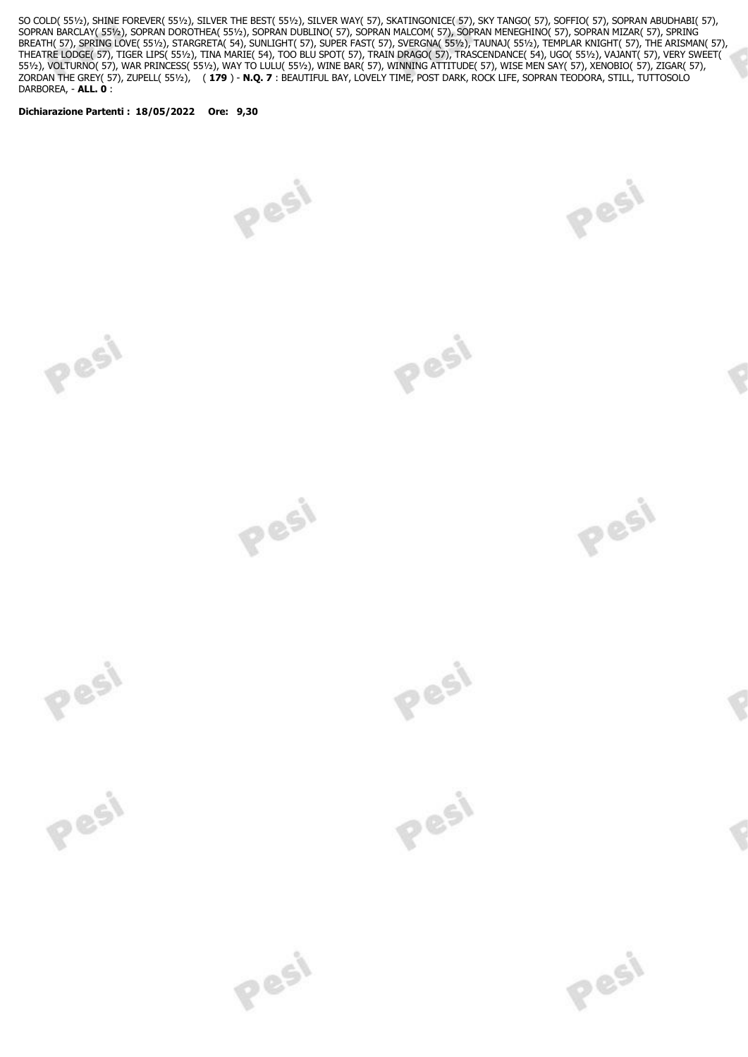SO COLD( 55½), SHINE FOREVER( 55½), SILVER THE BEST( 55½), SILVER WAY( 57), SKATINGONICE( 57), SKY TANGO( 57), SOFFIO( 57), SOPRAN ABUDHABI( 57), SOPRAN BARCLAY( 55½), SOPRAN DOROTHEA( 55½), SOPRAN DUBLINO( 57), SOPRAN MALCOM( 57), SOPRAN MENEGHINO( 57), SOPRAN MIZAR( 57), SPRING BREATH( 57), SPRING LOVE( 55½), STARGRETA( 54), SUNLIGHT( 57), SUPER FAST( 57), SVERGNA( 55½), TAUNAJ( 55½), TEMPLAR KNIGHT( 57), THE ARISMAN( 57), THEATRE LODGE( 57), TIGER LIPS( 55½), TINA MARIE( 54), TOO BLU SPOT( 57), TRAIN DRAGO( 57), TRASCENDANCE( 54), UGO( 55½), VAJANT( 57), VERY SWEET( 55½), VOLTURNO( 57), WAR PRINCESS( 55½), WAY TO LULU( 55½), WINE BAR( 57), WINNING ATTITUDE( 57), WISE MEN SAY( 57), XENOBIO( 57), ZIGAR( 57), ZORDAN THE GREY( 57), ZUPELL( 55½), ( **179** ) - **N.Q. 7** : BEAUTIFUL BAY, LOVELY TIME, POST DARK, ROCK LIFE, SOPRAN TEODORA, STILL, TUTTOSOLO DARBOREA, - **ALL. 0** :

**Dichiarazione Partenti : 18/05/2022 Ore: 9,30**